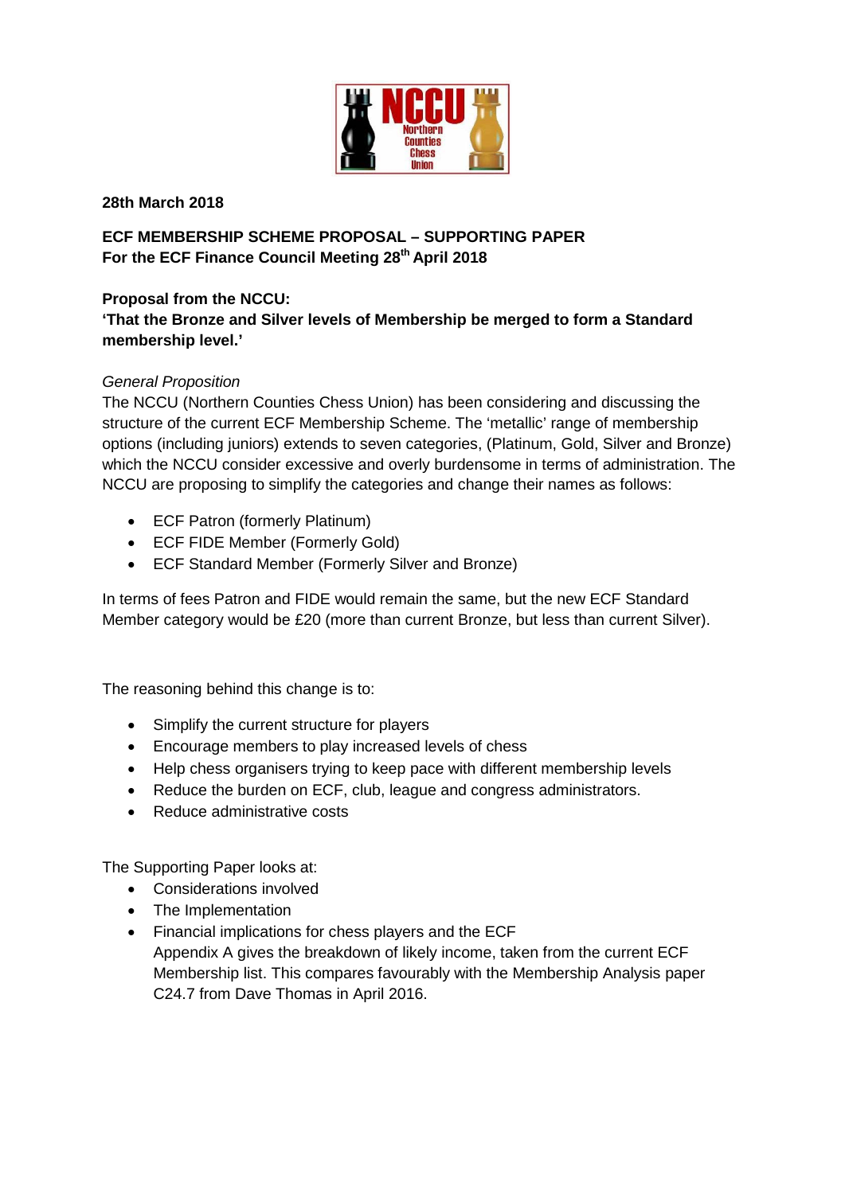**28th March 2018**

**ECF MEMBERSHIP SCHEME PROPOSAL – SUPPORTING PAPER**
**For the ECF Finance Council Meeting 28th April 2018**

**Proposal from the NCCU:**
**'That the Bronze and Silver levels of Membership be merged to form a Standard membership level.'**

*General Proposition*
The NCCU (Northern Counties Chess Union) has been considering and discussing the structure of the current ECF Membership Scheme. The 'metallic' range of membership options (including juniors) extends to seven categories, (Platinum, Gold, Silver and Bronze) which the NCCU consider excessive and overly burdensome in terms of administration. The NCCU are proposing to simplify the categories and change their names as follows:

- ECF Patron (formerly Platinum)
- ECF FIDE Member (Formerly Gold)
- ECF Standard Member (Formerly Silver and Bronze)

In terms of fees Patron and FIDE would remain the same, but the new ECF Standard Member category would be £20 (more than current Bronze, but less than current Silver).

The reasoning behind this change is to:

- Simplify the current structure for players
- Encourage members to play increased levels of chess
- Help chess organisers trying to keep pace with different membership levels
- Reduce the burden on ECF, club, league and congress administrators.
- Reduce administrative costs

The Supporting Paper looks at:

- Considerations involved
- The Implementation
- Financial implications for chess players and the ECF
  Appendix A gives the breakdown of likely income, taken from the current ECF Membership list. This compares favourably with the Membership Analysis paper C24.7 from Dave Thomas in April 2016.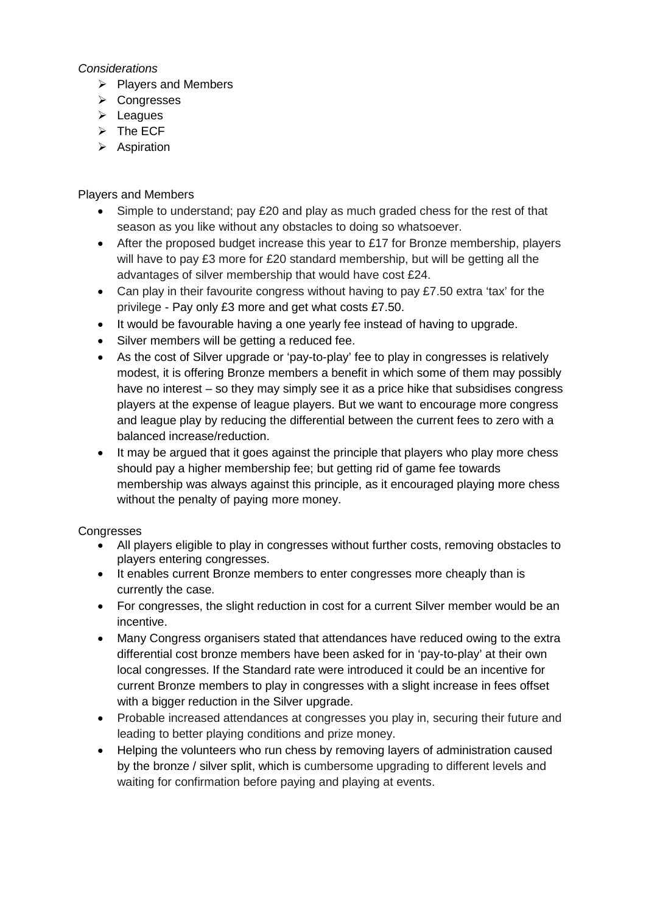*Considerations*

- Players and Members
- Congresses
- Leagues
- The ECF
- Aspiration

Players and Members

- Simple to understand; pay £20 and play as much graded chess for the rest of that season as you like without any obstacles to doing so whatsoever.
- After the proposed budget increase this year to £17 for Bronze membership, players will have to pay £3 more for £20 standard membership, but will be getting all the advantages of silver membership that would have cost £24.
- Can play in their favourite congress without having to pay £7.50 extra 'tax' for the privilege - Pay only £3 more and get what costs £7.50.
- It would be favourable having a one yearly fee instead of having to upgrade.
- Silver members will be getting a reduced fee.
- As the cost of Silver upgrade or 'pay-to-play' fee to play in congresses is relatively modest, it is offering Bronze members a benefit in which some of them may possibly have no interest – so they may simply see it as a price hike that subsidises congress players at the expense of league players. But we want to encourage more congress and league play by reducing the differential between the current fees to zero with a balanced increase/reduction.
- It may be argued that it goes against the principle that players who play more chess should pay a higher membership fee; but getting rid of game fee towards membership was always against this principle, as it encouraged playing more chess without the penalty of paying more money.

Congresses

- All players eligible to play in congresses without further costs, removing obstacles to players entering congresses.
- It enables current Bronze members to enter congresses more cheaply than is currently the case.
- For congresses, the slight reduction in cost for a current Silver member would be an incentive.
- Many Congress organisers stated that attendances have reduced owing to the extra differential cost bronze members have been asked for in 'pay-to-play' at their own local congresses. If the Standard rate were introduced it could be an incentive for current Bronze members to play in congresses with a slight increase in fees offset with a bigger reduction in the Silver upgrade.
- Probable increased attendances at congresses you play in, securing their future and leading to better playing conditions and prize money.
- Helping the volunteers who run chess by removing layers of administration caused by the bronze / silver split, which is cumbersome upgrading to different levels and waiting for confirmation before paying and playing at events.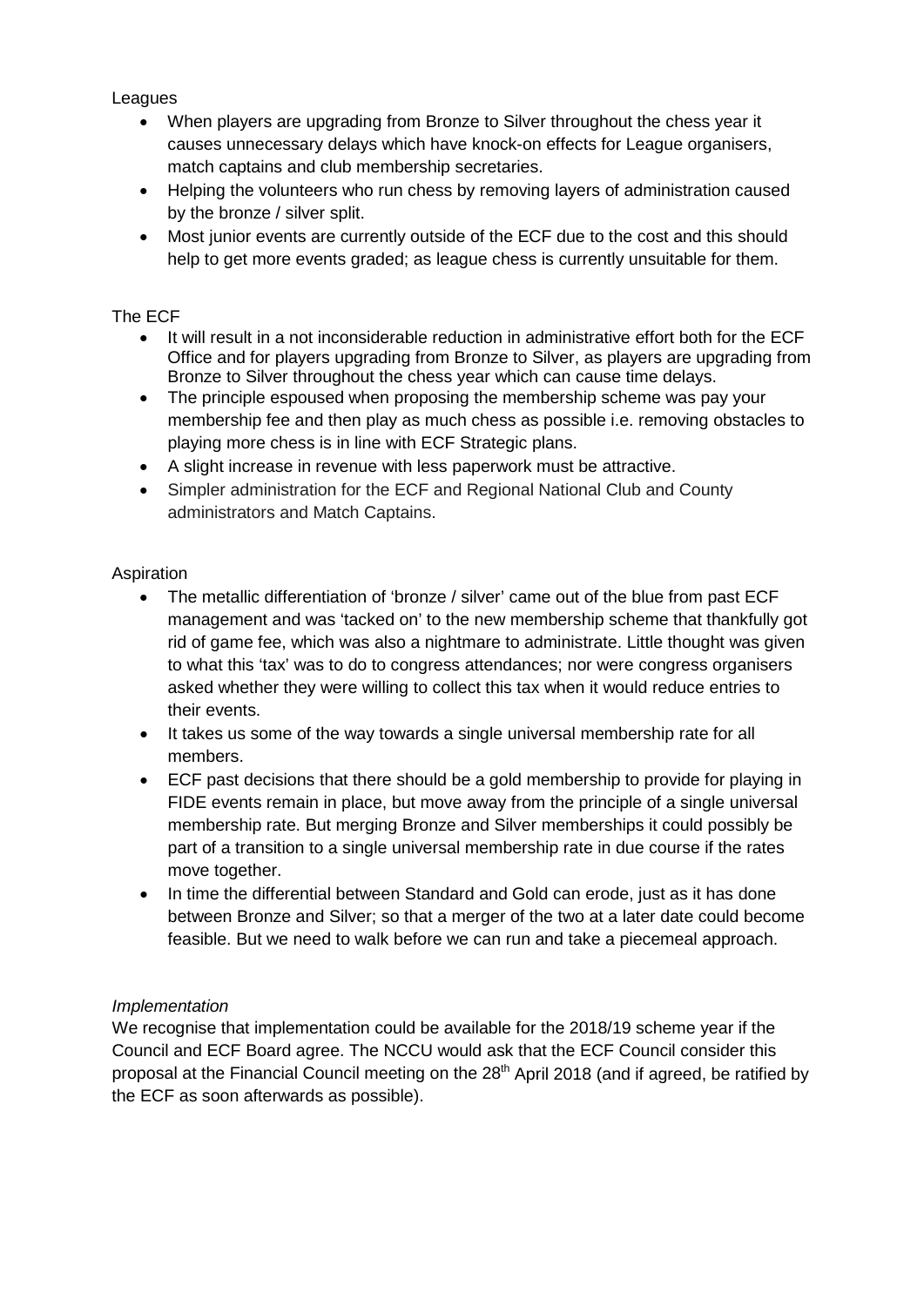Leagues

- When players are upgrading from Bronze to Silver throughout the chess year it causes unnecessary delays which have knock-on effects for League organisers, match captains and club membership secretaries.
- Helping the volunteers who run chess by removing layers of administration caused by the bronze / silver split.
- Most junior events are currently outside of the ECF due to the cost and this should help to get more events graded; as league chess is currently unsuitable for them.

The ECF

- It will result in a not inconsiderable reduction in administrative effort both for the ECF Office and for players upgrading from Bronze to Silver, as players are upgrading from Bronze to Silver throughout the chess year which can cause time delays.
- The principle espoused when proposing the membership scheme was pay your membership fee and then play as much chess as possible i.e. removing obstacles to playing more chess is in line with ECF Strategic plans.
- A slight increase in revenue with less paperwork must be attractive.
- Simpler administration for the ECF and Regional National Club and County administrators and Match Captains.

Aspiration

- The metallic differentiation of 'bronze / silver' came out of the blue from past ECF management and was 'tacked on' to the new membership scheme that thankfully got rid of game fee, which was also a nightmare to administrate. Little thought was given to what this 'tax' was to do to congress attendances; nor were congress organisers asked whether they were willing to collect this tax when it would reduce entries to their events.
- It takes us some of the way towards a single universal membership rate for all members.
- ECF past decisions that there should be a gold membership to provide for playing in FIDE events remain in place, but move away from the principle of a single universal membership rate. But merging Bronze and Silver memberships it could possibly be part of a transition to a single universal membership rate in due course if the rates move together.
- In time the differential between Standard and Gold can erode, just as it has done between Bronze and Silver; so that a merger of the two at a later date could become feasible. But we need to walk before we can run and take a piecemeal approach.

*Implementation*

We recognise that implementation could be available for the 2018/19 scheme year if the Council and ECF Board agree. The NCCU would ask that the ECF Council consider this proposal at the Financial Council meeting on the 28th April 2018 (and if agreed, be ratified by the ECF as soon afterwards as possible).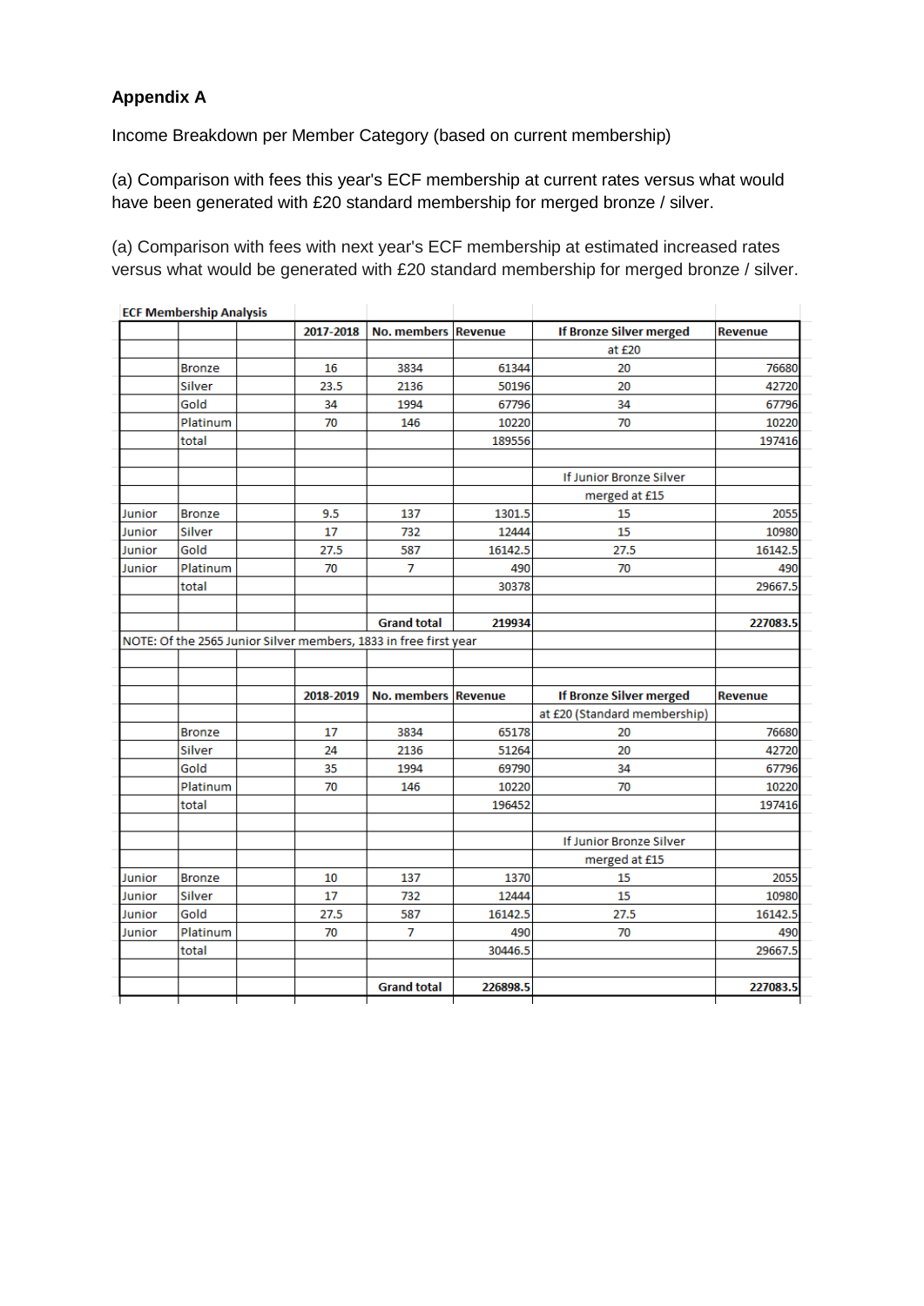**Appendix A**

Income Breakdown per Member Category (based on current membership)

(a) Comparison with fees this year's ECF membership at current rates versus what would have been generated with £20 standard membership for merged bronze / silver.

(a) Comparison with fees with next year's ECF membership at estimated increased rates versus what would be generated with £20 standard membership for merged bronze / silver.

**ECF Membership Analysis**

| | | | 2017-2018 | No. members | Revenue | If Bronze Silver merged | Revenue |
|---|---|---|---|---|---|---|---|
| | | | | | | at £20 | |
| | Bronze | | 16 | 3834 | 61344 | 20 | 76680 |
| | Silver | | 23.5 | 2136 | 50196 | 20 | 42720 |
| | Gold | | 34 | 1994 | 67796 | 34 | 67796 |
| | Platinum | | 70 | 146 | 10220 | 70 | 10220 |
| | total | | | | 189556 | | 197416 |
| | | | | | | | |
| | | | | | | If Junior Bronze Silver | |
| | | | | | | merged at £15 | |
| Junior | Bronze | | 9.5 | 137 | 1301.5 | 15 | 2055 |
| Junior | Silver | | 17 | 732 | 12444 | 15 | 10980 |
| Junior | Gold | | 27.5 | 587 | 16142.5 | 27.5 | 16142.5 |
| Junior | Platinum | | 70 | 7 | 490 | 70 | 490 |
| | total | | | | 30378 | | 29667.5 |
| | | | | | | | |
| | | | | **Grand total** | **219934** | | **227083.5** |
| NOTE: Of the 2565 Junior Silver members, 1833 in free first year | | | | | | | |
| | | | | | | | |
| | | | | | | | |
| | | | **2018-2019** | **No. members** | **Revenue** | **If Bronze Silver merged** | **Revenue** |
| | | | | | | at £20 (Standard membership) | |
| | Bronze | | 17 | 3834 | 65178 | 20 | 76680 |
| | Silver | | 24 | 2136 | 51264 | 20 | 42720 |
| | Gold | | 35 | 1994 | 69790 | 34 | 67796 |
| | Platinum | | 70 | 146 | 10220 | 70 | 10220 |
| | total | | | | 196452 | | 197416 |
| | | | | | | | |
| | | | | | | If Junior Bronze Silver | |
| | | | | | | merged at £15 | |
| Junior | Bronze | | 10 | 137 | 1370 | 15 | 2055 |
| Junior | Silver | | 17 | 732 | 12444 | 15 | 10980 |
| Junior | Gold | | 27.5 | 587 | 16142.5 | 27.5 | 16142.5 |
| Junior | Platinum | | 70 | 7 | 490 | 70 | 490 |
| | total | | | | 30446.5 | | 29667.5 |
| | | | | | | | |
| | | | | **Grand total** | **226898.5** | | **227083.5** |